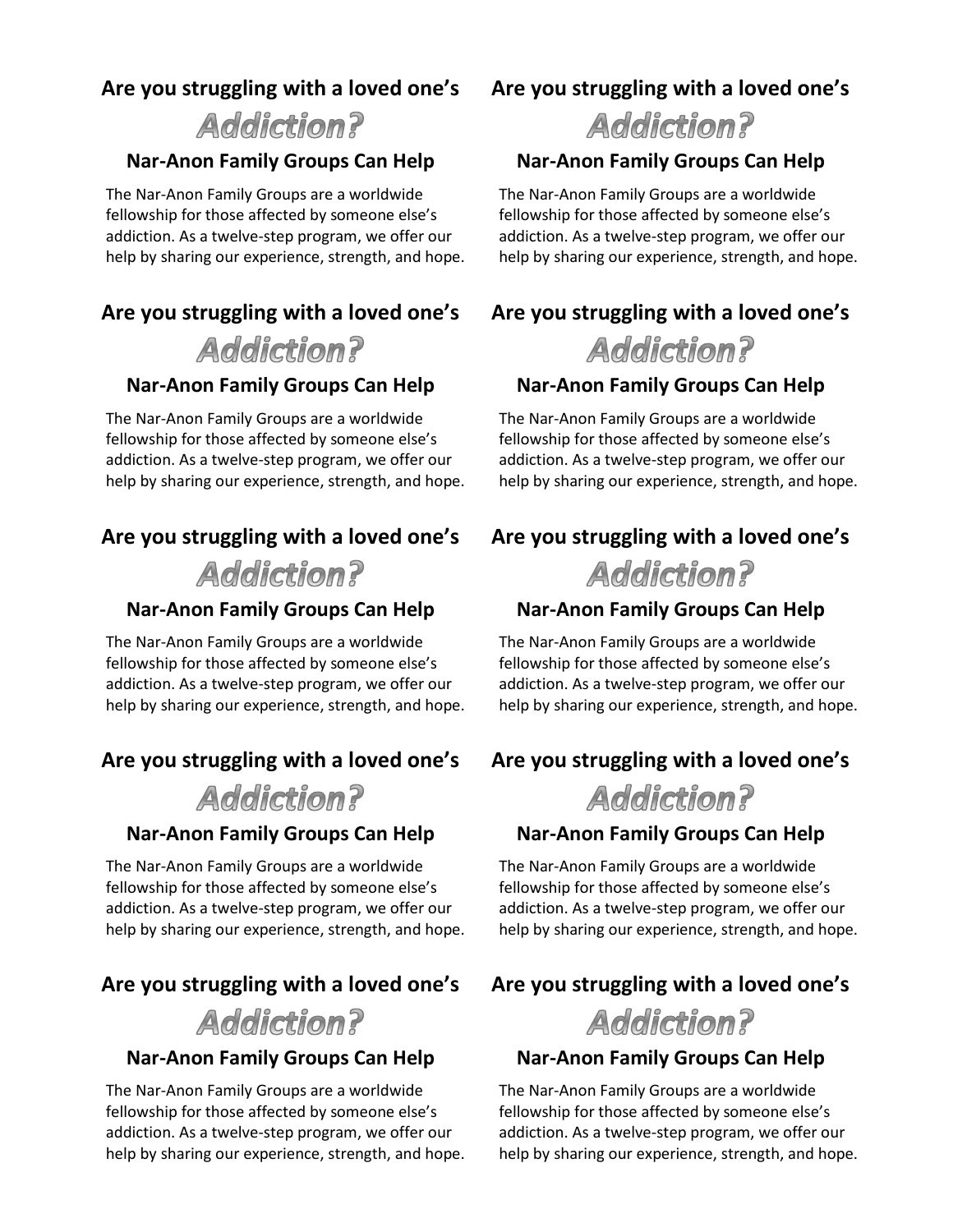**Are you struggling with a loved one's**

## *Addiction?*

### Nar-Anon Family Groups Can Help

The Nar-Anon Family Groups are a worldwide fellowship for those affected by someone else's addiction. As a twelve-step program, we offer our help by sharing our experience, strength, and hope.

**Are you struggling with a loved one's**

## *Addiction?*

### Nar-Anon Family Groups Can Help

The Nar-Anon Family Groups are a worldwide fellowship for those affected by someone else's addiction. As a twelve-step program, we offer our help by sharing our experience, strength, and hope.

**Are you struggling with a loved one's**

## *Addiction?*

### Nar-Anon Family Groups Can Help

The Nar-Anon Family Groups are a worldwide fellowship for those affected by someone else's addiction. As a twelve-step program, we offer our help by sharing our experience, strength, and hope.

**Are you struggling with a loved one's**

## *Addiction?*

### Nar-Anon Family Groups Can Help

The Nar-Anon Family Groups are a worldwide fellowship for those affected by someone else's addiction. As a twelve-step program, we offer our help by sharing our experience, strength, and hope.

**Are you struggling with a loved one's**

## *Addiction?*

### Nar-Anon Family Groups Can Help

The Nar-Anon Family Groups are a worldwide fellowship for those affected by someone else's addiction. As a twelve-step program, we offer our help by sharing our experience, strength, and hope.

**Are you struggling with a loved one's**

## *Addiction?*

### Nar-Anon Family Groups Can Help

The Nar-Anon Family Groups are a worldwide fellowship for those affected by someone else's addiction. As a twelve-step program, we offer our help by sharing our experience, strength, and hope.

**Are you struggling with a loved one's**

## *Addiction?*

### Nar-Anon Family Groups Can Help

The Nar-Anon Family Groups are a worldwide fellowship for those affected by someone else's addiction. As a twelve-step program, we offer our help by sharing our experience, strength, and hope.

**Are you struggling with a loved one's**

## *Addiction?*

### Nar-Anon Family Groups Can Help

The Nar-Anon Family Groups are a worldwide fellowship for those affected by someone else's addiction. As a twelve-step program, we offer our help by sharing our experience, strength, and hope.

**Are you struggling with a loved one's**

## *Addiction?*

### Nar-Anon Family Groups Can Help

The Nar-Anon Family Groups are a worldwide fellowship for those affected by someone else's addiction. As a twelve-step program, we offer our help by sharing our experience, strength, and hope.

**Are you struggling with a loved one's**

## *Addiction?*

### Nar-Anon Family Groups Can Help

The Nar-Anon Family Groups are a worldwide fellowship for those affected by someone else's addiction. As a twelve-step program, we offer our help by sharing our experience, strength, and hope.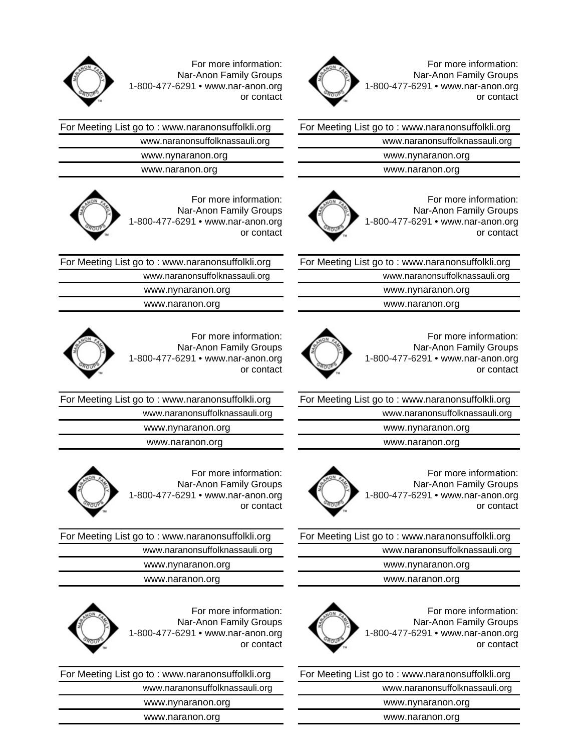For more information:
Nar-Anon Family Groups
1-800-477-6291 • www.nar-anon.org
or contact

For Meeting List go to : www.naranonsuffolkli.org
www.naranonsuffolknassauli.org
www.nynaranon.org
www.naranon.org

For more information:
Nar-Anon Family Groups
1-800-477-6291 • www.nar-anon.org
or contact

For Meeting List go to : www.naranonsuffolkli.org
www.naranonsuffolknassauli.org
www.nynaranon.org
www.naranon.org

For more information:
Nar-Anon Family Groups
1-800-477-6291 • www.nar-anon.org
or contact

For Meeting List go to : www.naranonsuffolkli.org
www.naranonsuffolknassauli.org
www.nynaranon.org
www.naranon.org

For more information:
Nar-Anon Family Groups
1-800-477-6291 • www.nar-anon.org
or contact

For Meeting List go to : www.naranonsuffolkli.org
www.naranonsuffolknassauli.org
www.nynaranon.org
www.naranon.org

For more information:
Nar-Anon Family Groups
1-800-477-6291 • www.nar-anon.org
or contact

For Meeting List go to : www.naranonsuffolkli.org
www.naranonsuffolknassauli.org
www.nynaranon.org
www.naranon.org

For more information:
Nar-Anon Family Groups
1-800-477-6291 • www.nar-anon.org
or contact

For Meeting List go to : www.naranonsuffolkli.org
www.naranonsuffolknassauli.org
www.nynaranon.org
www.naranon.org

For more information:
Nar-Anon Family Groups
1-800-477-6291 • www.nar-anon.org
or contact

For Meeting List go to : www.naranonsuffolkli.org
www.naranonsuffolknassauli.org
www.nynaranon.org
www.naranon.org

For more information:
Nar-Anon Family Groups
1-800-477-6291 • www.nar-anon.org
or contact

For Meeting List go to : www.naranonsuffolkli.org
www.naranonsuffolknassauli.org
www.nynaranon.org
www.naranon.org

For more information:
Nar-Anon Family Groups
1-800-477-6291 • www.nar-anon.org
or contact

For Meeting List go to : www.naranonsuffolkli.org
www.naranonsuffolknassauli.org
www.nynaranon.org
www.naranon.org

For more information:
Nar-Anon Family Groups
1-800-477-6291 • www.nar-anon.org
or contact

For Meeting List go to : www.naranonsuffolkli.org
www.naranonsuffolknassauli.org
www.nynaranon.org
www.naranon.org